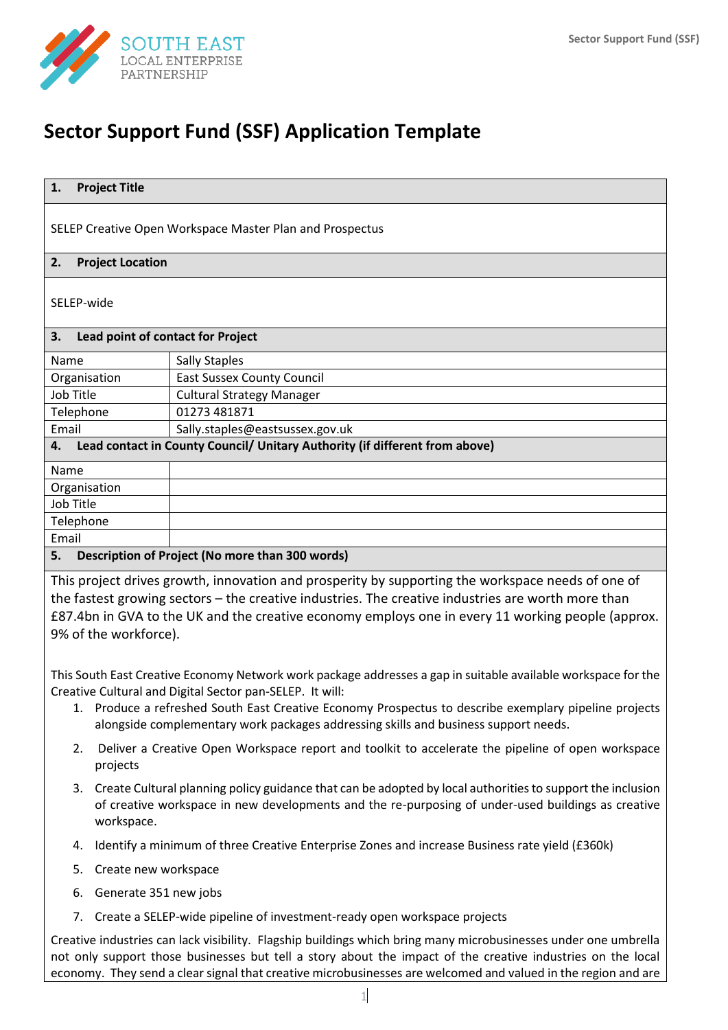# Sector Support Fund (SSF) Application Template

| **1. Project Title** | |
|---|---|
| SELEP Creative Open Workspace Master Plan and Prospectus | |
| **2. Project Location** | |
| SELEP-wide | |
| **3. Lead point of contact for Project** | |
| Name | Sally Staples |
| Organisation | East Sussex County Council |
| Job Title | Cultural Strategy Manager |
| Telephone | 01273 481871 |
| Email | Sally.staples@eastsussex.gov.uk |
| **4. Lead contact in County Council/ Unitary Authority (if different from above)** | |
| Name | |
| Organisation | |
| Job Title | |
| Telephone | |
| Email | |

**5. Description of Project (No more than 300 words)**

This project drives growth, innovation and prosperity by supporting the workspace needs of one of the fastest growing sectors – the creative industries. The creative industries are worth more than £87.4bn in GVA to the UK and the creative economy employs one in every 11 working people (approx. 9% of the workforce).

This South East Creative Economy Network work package addresses a gap in suitable available workspace for the Creative Cultural and Digital Sector pan-SELEP. It will:

1. Produce a refreshed South East Creative Economy Prospectus to describe exemplary pipeline projects alongside complementary work packages addressing skills and business support needs.
2. Deliver a Creative Open Workspace report and toolkit to accelerate the pipeline of open workspace projects
3. Create Cultural planning policy guidance that can be adopted by local authorities to support the inclusion of creative workspace in new developments and the re-purposing of under-used buildings as creative workspace.
4. Identify a minimum of three Creative Enterprise Zones and increase Business rate yield (£360k)
5. Create new workspace
6. Generate 351 new jobs
7. Create a SELEP-wide pipeline of investment-ready open workspace projects

Creative industries can lack visibility. Flagship buildings which bring many microbusinesses under one umbrella not only support those businesses but tell a story about the impact of the creative industries on the local economy. They send a clear signal that creative microbusinesses are welcomed and valued in the region and are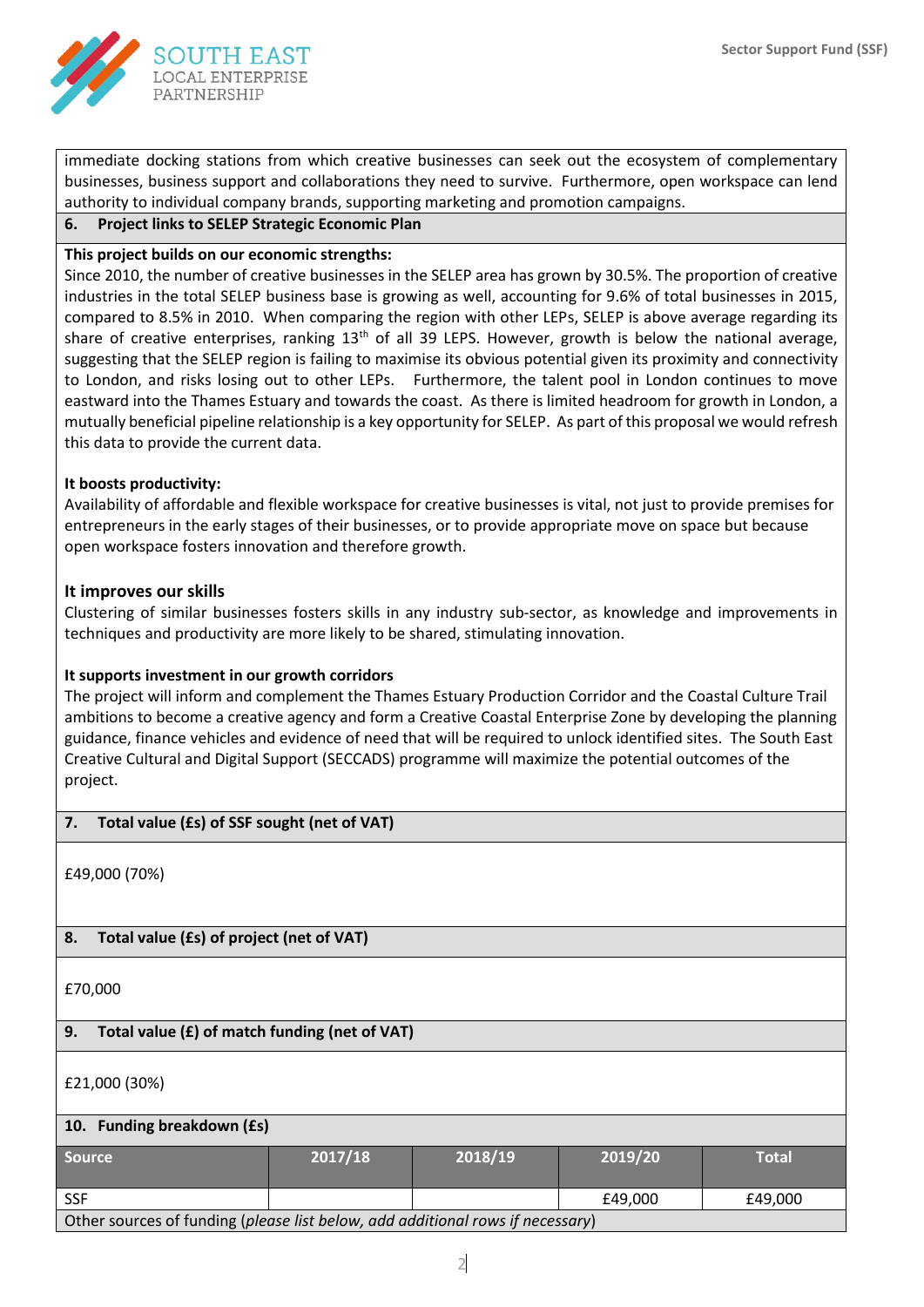immediate docking stations from which creative businesses can seek out the ecosystem of complementary businesses, business support and collaborations they need to survive. Furthermore, open workspace can lend authority to individual company brands, supporting marketing and promotion campaigns.

## 6. Project links to SELEP Strategic Economic Plan

**This project builds on our economic strengths:**
Since 2010, the number of creative businesses in the SELEP area has grown by 30.5%. The proportion of creative industries in the total SELEP business base is growing as well, accounting for 9.6% of total businesses in 2015, compared to 8.5% in 2010. When comparing the region with other LEPs, SELEP is above average regarding its share of creative enterprises, ranking 13th of all 39 LEPS. However, growth is below the national average, suggesting that the SELEP region is failing to maximise its obvious potential given its proximity and connectivity to London, and risks losing out to other LEPs. Furthermore, the talent pool in London continues to move eastward into the Thames Estuary and towards the coast. As there is limited headroom for growth in London, a mutually beneficial pipeline relationship is a key opportunity for SELEP. As part of this proposal we would refresh this data to provide the current data.

**It boosts productivity:**
Availability of affordable and flexible workspace for creative businesses is vital, not just to provide premises for entrepreneurs in the early stages of their businesses, or to provide appropriate move on space but because open workspace fosters innovation and therefore growth.

**It improves our skills**
Clustering of similar businesses fosters skills in any industry sub-sector, as knowledge and improvements in techniques and productivity are more likely to be shared, stimulating innovation.

**It supports investment in our growth corridors**
The project will inform and complement the Thames Estuary Production Corridor and the Coastal Culture Trail ambitions to become a creative agency and form a Creative Coastal Enterprise Zone by developing the planning guidance, finance vehicles and evidence of need that will be required to unlock identified sites. The South East Creative Cultural and Digital Support (SECCADS) programme will maximize the potential outcomes of the project.

## 7. Total value (£s) of SSF sought (net of VAT)

£49,000 (70%)

## 8. Total value (£s) of project (net of VAT)

£70,000

## 9. Total value (£) of match funding (net of VAT)

£21,000 (30%)

## 10. Funding breakdown (£s)

| Source | 2017/18 | 2018/19 | 2019/20 | Total |
|---|---|---|---|---|
| SSF | | | £49,000 | £49,000 |
| Other sources of funding (*please list below, add additional rows if necessary*) | | | | |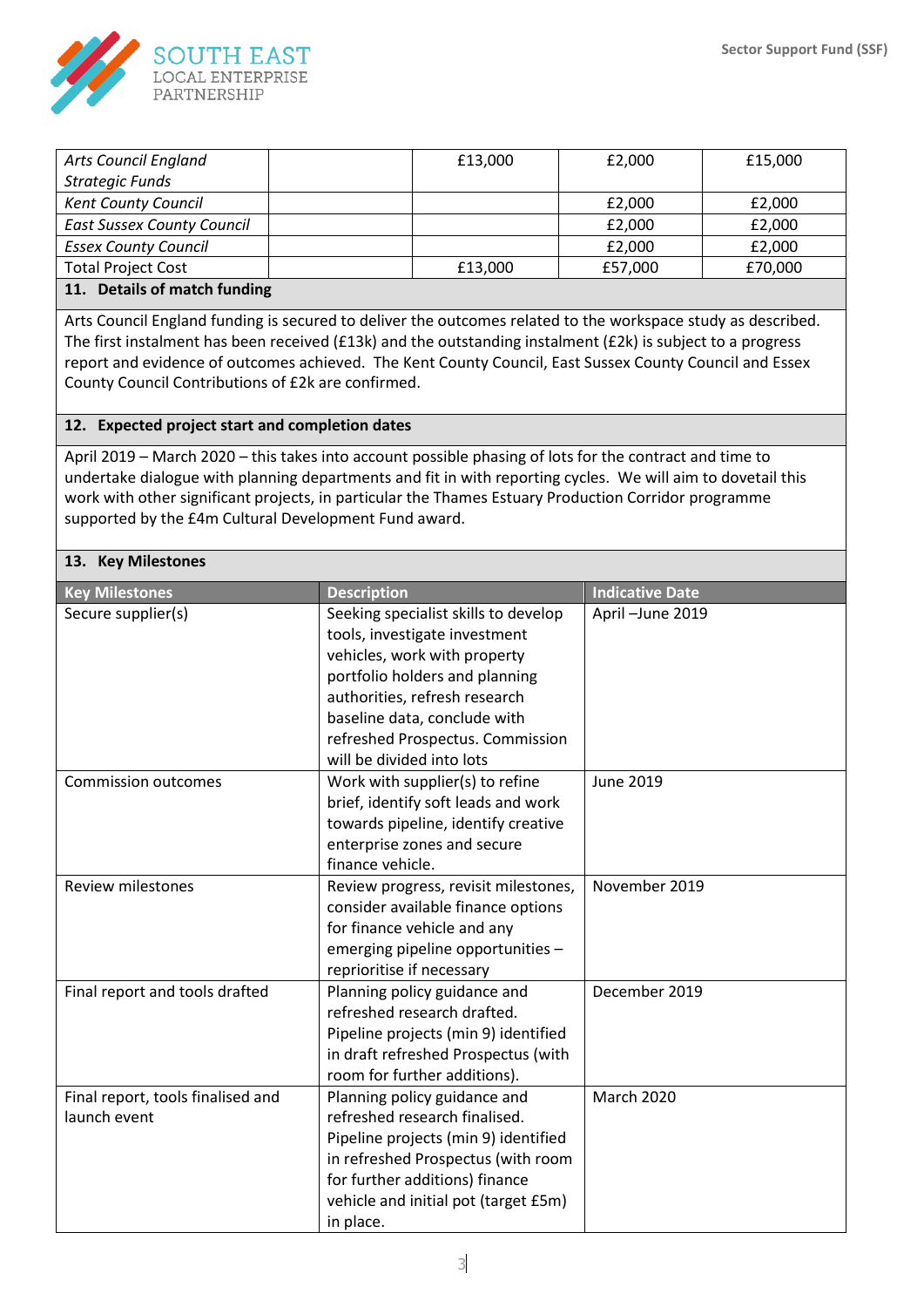| | | | | |
|---|---|---|---|---|
| *Arts Council England Strategic Funds* | | £13,000 | £2,000 | £15,000 |
| *Kent County Council* | | | £2,000 | £2,000 |
| *East Sussex County Council* | | | £2,000 | £2,000 |
| *Essex County Council* | | | £2,000 | £2,000 |
| Total Project Cost | | £13,000 | £57,000 | £70,000 |

## 11. Details of match funding

Arts Council England funding is secured to deliver the outcomes related to the workspace study as described. The first instalment has been received (£13k) and the outstanding instalment (£2k) is subject to a progress report and evidence of outcomes achieved. The Kent County Council, East Sussex County Council and Essex County Council Contributions of £2k are confirmed.

## 12. Expected project start and completion dates

April 2019 – March 2020 – this takes into account possible phasing of lots for the contract and time to undertake dialogue with planning departments and fit in with reporting cycles. We will aim to dovetail this work with other significant projects, in particular the Thames Estuary Production Corridor programme supported by the £4m Cultural Development Fund award.

## 13. Key Milestones

| Key Milestones | Description | Indicative Date |
|---|---|---|
| Secure supplier(s) | Seeking specialist skills to develop tools, investigate investment vehicles, work with property portfolio holders and planning authorities, refresh research baseline data, conclude with refreshed Prospectus. Commission will be divided into lots | April –June 2019 |
| Commission outcomes | Work with supplier(s) to refine brief, identify soft leads and work towards pipeline, identify creative enterprise zones and secure finance vehicle. | June 2019 |
| Review milestones | Review progress, revisit milestones, consider available finance options for finance vehicle and any emerging pipeline opportunities – reprioritise if necessary | November 2019 |
| Final report and tools drafted | Planning policy guidance and refreshed research drafted. Pipeline projects (min 9) identified in draft refreshed Prospectus (with room for further additions). | December 2019 |
| Final report, tools finalised and launch event | Planning policy guidance and refreshed research finalised. Pipeline projects (min 9) identified in refreshed Prospectus (with room for further additions) finance vehicle and initial pot (target £5m) in place. | March 2020 |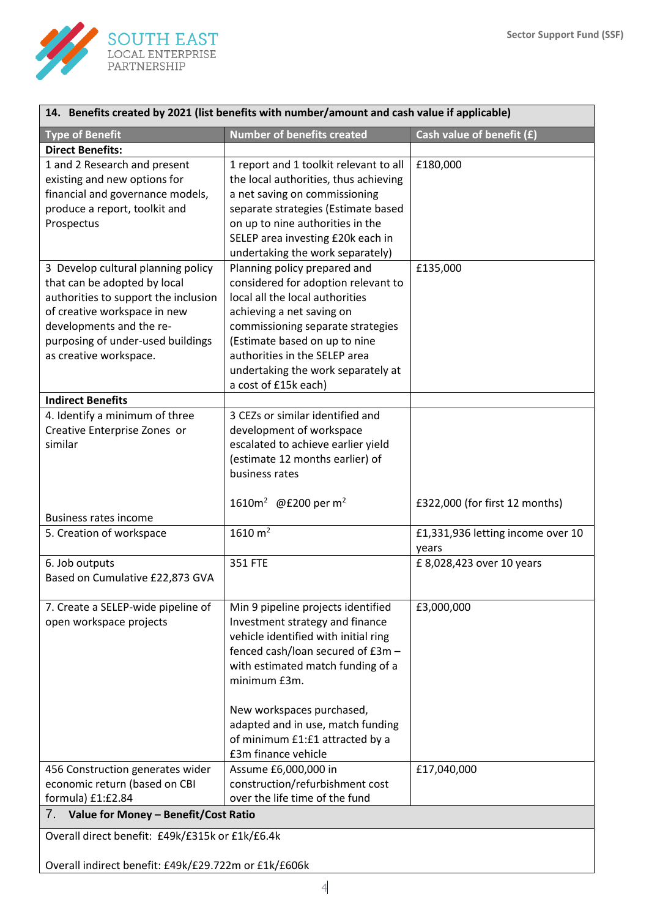| 14. Benefits created by 2021 (list benefits with number/amount and cash value if applicable) | | |
|---|---|---|
| **Type of Benefit** | **Number of benefits created** | **Cash value of benefit (£)** |
| **Direct Benefits:** | | |
| 1 and 2 Research and present existing and new options for financial and governance models, produce a report, toolkit and Prospectus | 1 report and 1 toolkit relevant to all the local authorities, thus achieving a net saving on commissioning separate strategies (Estimate based on up to nine authorities in the SELEP area investing £20k each in undertaking the work separately) | £180,000 |
| 3 Develop cultural planning policy that can be adopted by local authorities to support the inclusion of creative workspace in new developments and the re-purposing of under-used buildings as creative workspace. | Planning policy prepared and considered for adoption relevant to local all the local authorities achieving a net saving on commissioning separate strategies (Estimate based on up to nine authorities in the SELEP area undertaking the work separately at a cost of £15k each) | £135,000 |
| **Indirect Benefits** | | |
| 4. Identify a minimum of three Creative Enterprise Zones or similar<br><br>Business rates income | 3 CEZs or similar identified and development of workspace escalated to achieve earlier yield (estimate 12 months earlier) of business rates<br><br>1610m$^2$ @£200 per m$^2$ | £322,000 (for first 12 months) |
| 5. Creation of workspace | 1610 m$^2$ | £1,331,936 letting income over 10 years |
| 6. Job outputs<br>Based on Cumulative £22,873 GVA | 351 FTE | £ 8,028,423 over 10 years |
| 7. Create a SELEP-wide pipeline of open workspace projects | Min 9 pipeline projects identified Investment strategy and finance vehicle identified with initial ring fenced cash/loan secured of £3m – with estimated match funding of a minimum £3m.<br><br>New workspaces purchased, adapted and in use, match funding of minimum £1:£1 attracted by a £3m finance vehicle | £3,000,000 |
| 456 Construction generates wider economic return (based on CBI formula) £1:£2.84 | Assume £6,000,000 in construction/refurbishment cost over the life time of the fund | £17,040,000 |

| 7. Value for Money – Benefit/Cost Ratio |
|---|
| Overall direct benefit: £49k/£315k or £1k/£6.4k<br><br>Overall indirect benefit: £49k/£29.722m or £1k/£606k |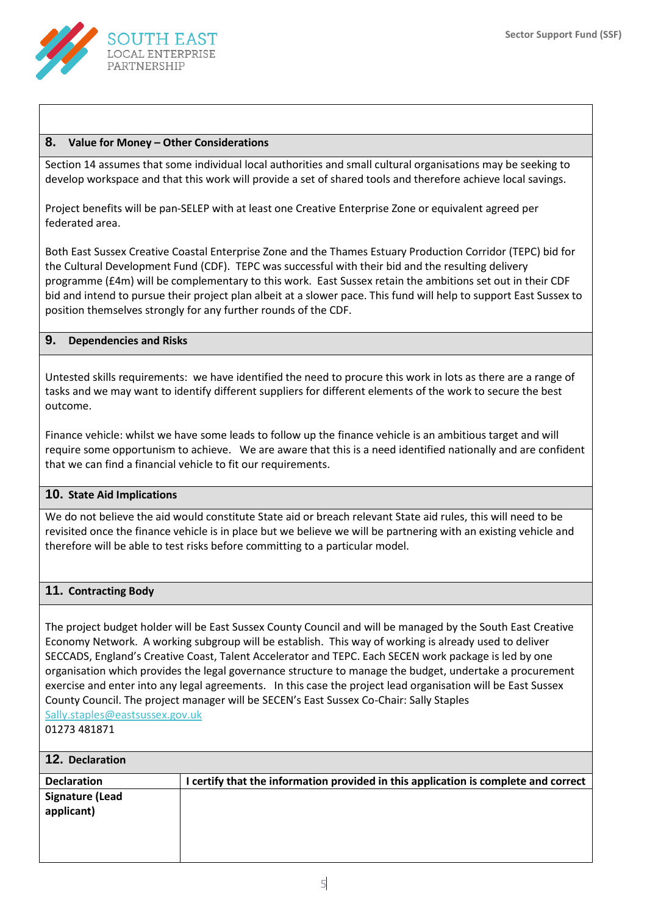## 8. Value for Money – Other Considerations

Section 14 assumes that some individual local authorities and small cultural organisations may be seeking to develop workspace and that this work will provide a set of shared tools and therefore achieve local savings.

Project benefits will be pan-SELEP with at least one Creative Enterprise Zone or equivalent agreed per federated area.

Both East Sussex Creative Coastal Enterprise Zone and the Thames Estuary Production Corridor (TEPC) bid for the Cultural Development Fund (CDF). TEPC was successful with their bid and the resulting delivery programme (£4m) will be complementary to this work. East Sussex retain the ambitions set out in their CDF bid and intend to pursue their project plan albeit at a slower pace. This fund will help to support East Sussex to position themselves strongly for any further rounds of the CDF.

## 9. Dependencies and Risks

Untested skills requirements: we have identified the need to procure this work in lots as there are a range of tasks and we may want to identify different suppliers for different elements of the work to secure the best outcome.

Finance vehicle: whilst we have some leads to follow up the finance vehicle is an ambitious target and will require some opportunism to achieve. We are aware that this is a need identified nationally and are confident that we can find a financial vehicle to fit our requirements.

## 10. State Aid Implications

We do not believe the aid would constitute State aid or breach relevant State aid rules, this will need to be revisited once the finance vehicle is in place but we believe we will be partnering with an existing vehicle and therefore will be able to test risks before committing to a particular model.

## 11. Contracting Body

The project budget holder will be East Sussex County Council and will be managed by the South East Creative Economy Network. A working subgroup will be establish. This way of working is already used to deliver SECCADS, England's Creative Coast, Talent Accelerator and TEPC. Each SECEN work package is led by one organisation which provides the legal governance structure to manage the budget, undertake a procurement exercise and enter into any legal agreements. In this case the project lead organisation will be East Sussex County Council. The project manager will be SECEN's East Sussex Co-Chair: Sally Staples
Sally.staples@eastsussex.gov.uk
01273 481871

## 12. Declaration

| Declaration | I certify that the information provided in this application is complete and correct |
|---|---|
| Signature (Lead applicant) | |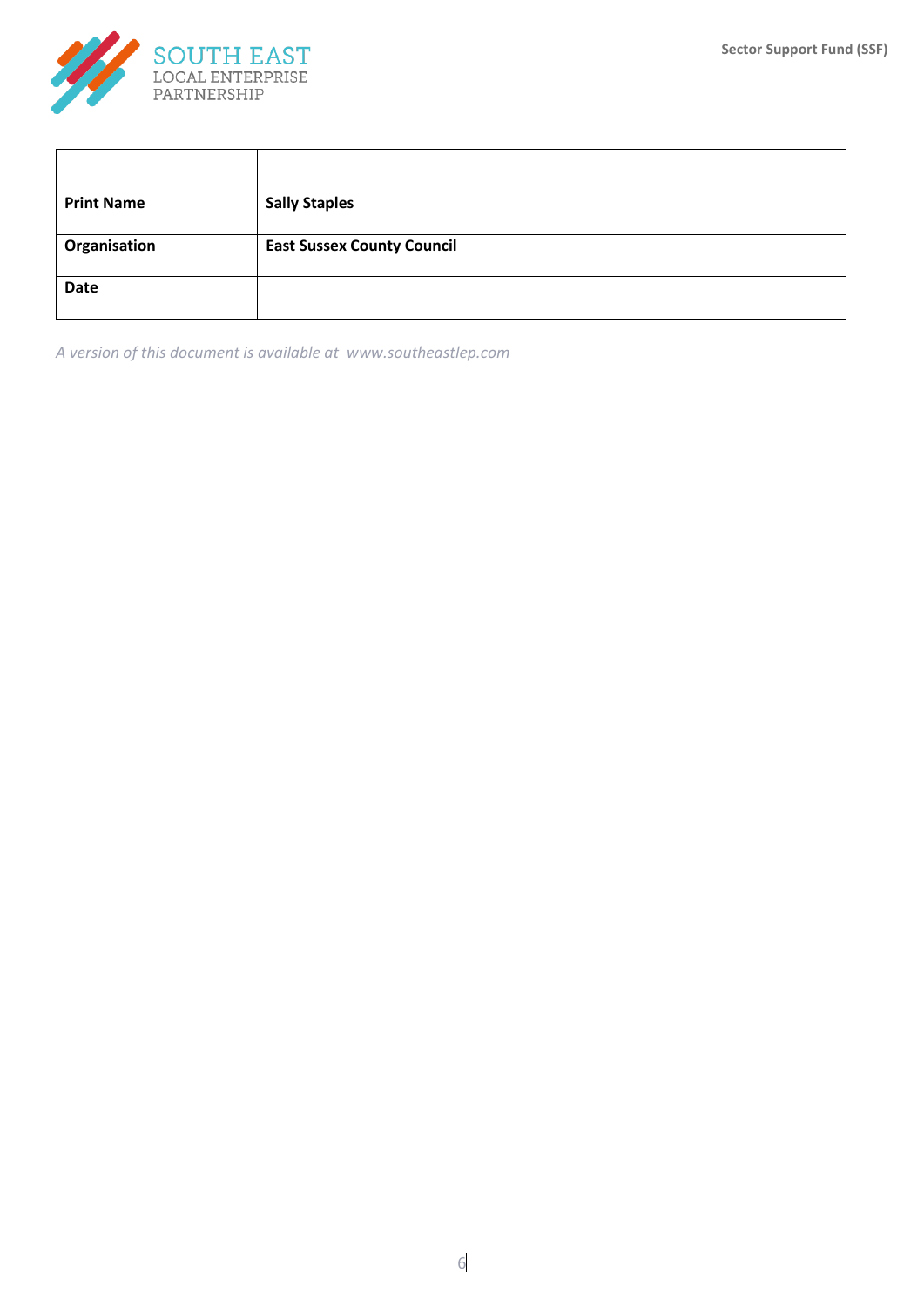| | |
|---|---|
| **Print Name** | **Sally Staples** |
| **Organisation** | **East Sussex County Council** |
| **Date** | |

*A version of this document is available at www.southeastlep.com*